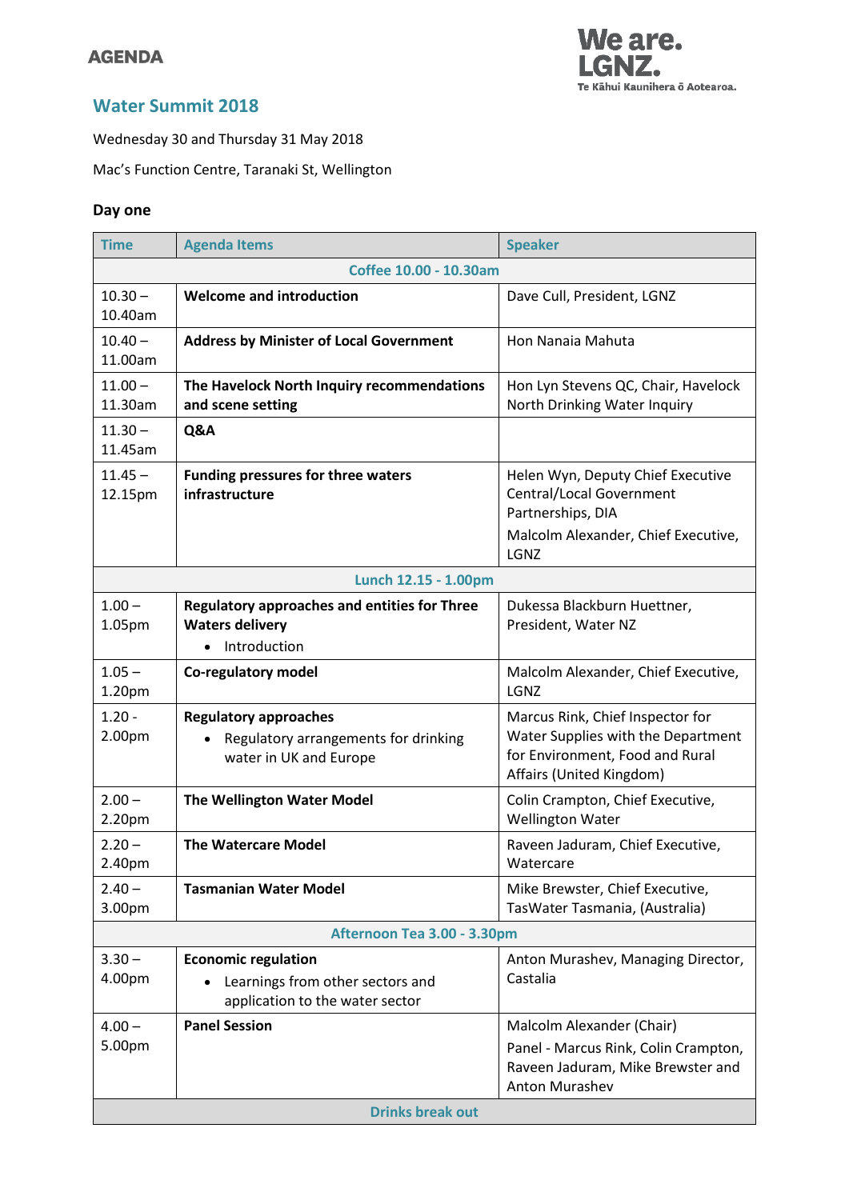AGENDA

We are. LGNZ.
Te Kāhui Kaunihera ō Aotearoa.

# Water Summit 2018

Wednesday 30 and Thursday 31 May 2018

Mac's Function Centre, Taranaki St, Wellington

## Day one

| Time | Agenda Items | Speaker |
|---|---|---|
| | Coffee 10.00 - 10.30am | |
| 10.30 – 10.40am | **Welcome and introduction** | Dave Cull, President, LGNZ |
| 10.40 – 11.00am | **Address by Minister of Local Government** | Hon Nanaia Mahuta |
| 11.00 – 11.30am | **The Havelock North Inquiry recommendations and scene setting** | Hon Lyn Stevens QC, Chair, Havelock North Drinking Water Inquiry |
| 11.30 – 11.45am | **Q&A** | |
| 11.45 – 12.15pm | **Funding pressures for three waters infrastructure** | Helen Wyn, Deputy Chief Executive Central/Local Government Partnerships, DIA<br>Malcolm Alexander, Chief Executive, LGNZ |
| | Lunch 12.15 - 1.00pm | |
| 1.00 – 1.05pm | **Regulatory approaches and entities for Three Waters delivery**<br>• Introduction | Dukessa Blackburn Huettner, President, Water NZ |
| 1.05 – 1.20pm | **Co-regulatory model** | Malcolm Alexander, Chief Executive, LGNZ |
| 1.20 - 2.00pm | **Regulatory approaches**<br>• Regulatory arrangements for drinking water in UK and Europe | Marcus Rink, Chief Inspector for Water Supplies with the Department for Environment, Food and Rural Affairs (United Kingdom) |
| 2.00 – 2.20pm | **The Wellington Water Model** | Colin Crampton, Chief Executive, Wellington Water |
| 2.20 – 2.40pm | **The Watercare Model** | Raveen Jaduram, Chief Executive, Watercare |
| 2.40 – 3.00pm | **Tasmanian Water Model** | Mike Brewster, Chief Executive, TasWater Tasmania, (Australia) |
| | Afternoon Tea 3.00 - 3.30pm | |
| 3.30 – 4.00pm | **Economic regulation**<br>• Learnings from other sectors and application to the water sector | Anton Murashev, Managing Director, Castalia |
| 4.00 – 5.00pm | **Panel Session** | Malcolm Alexander (Chair)<br>Panel - Marcus Rink, Colin Crampton, Raveen Jaduram, Mike Brewster and Anton Murashev |
| | Drinks break out | |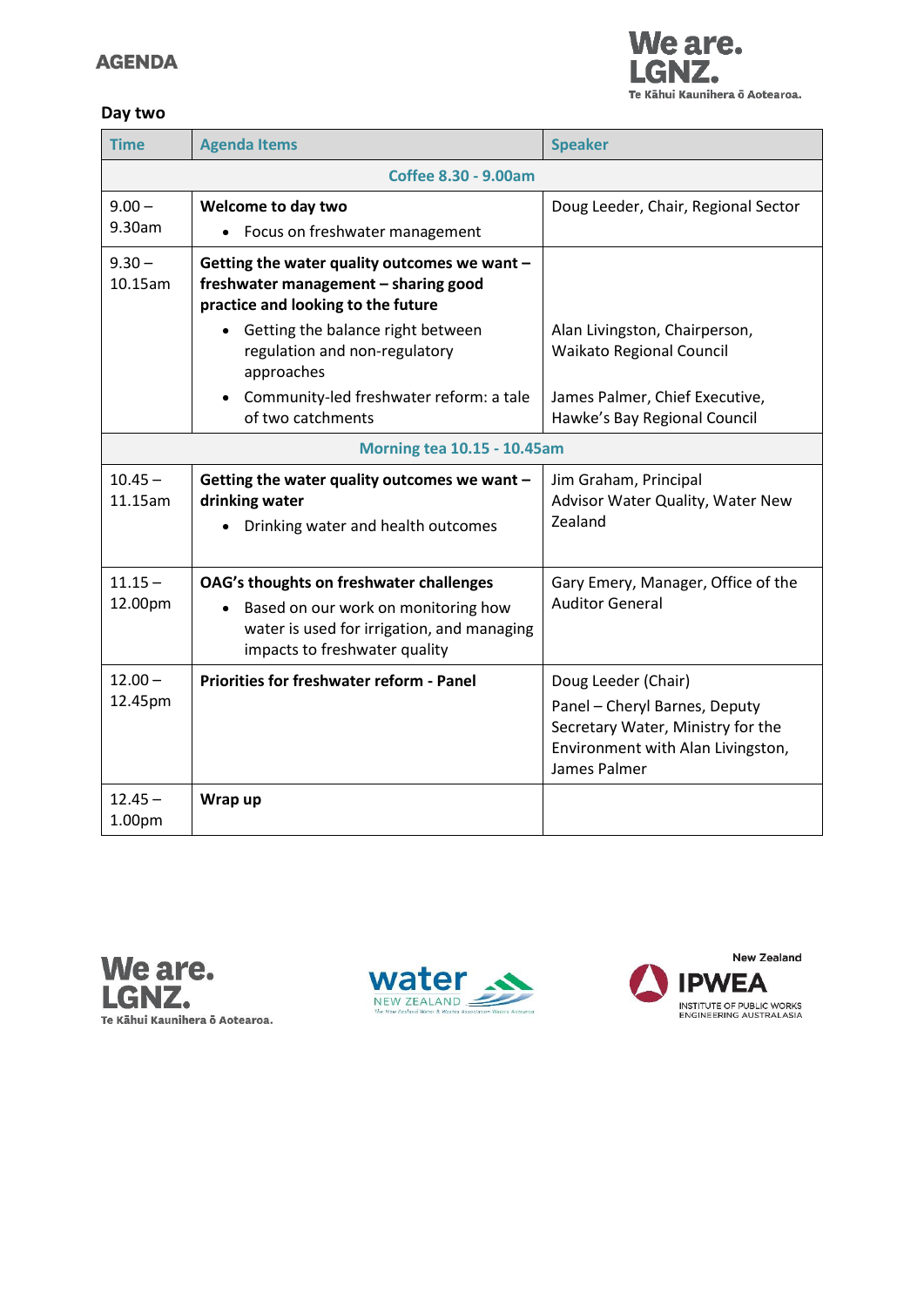# AGENDA

We are. LGNZ.
Te Kāhui Kaunihera ō Aotearoa.

## Day two

| Time | Agenda Items | Speaker |
|---|---|---|
| | **Coffee 8.30 - 9.00am** | |
| 9.00 – 9.30am | **Welcome to day two**<br>• Focus on freshwater management | Doug Leeder, Chair, Regional Sector |
| 9.30 – 10.15am | **Getting the water quality outcomes we want – freshwater management – sharing good practice and looking to the future**<br>• Getting the balance right between regulation and non-regulatory approaches<br>• Community-led freshwater reform: a tale of two catchments | Alan Livingston, Chairperson, Waikato Regional Council<br><br>James Palmer, Chief Executive, Hawke's Bay Regional Council |
| | **Morning tea 10.15 - 10.45am** | |
| 10.45 – 11.15am | **Getting the water quality outcomes we want – drinking water**<br>• Drinking water and health outcomes | Jim Graham, Principal Advisor Water Quality, Water New Zealand |
| 11.15 – 12.00pm | **OAG's thoughts on freshwater challenges**<br>• Based on our work on monitoring how water is used for irrigation, and managing impacts to freshwater quality | Gary Emery, Manager, Office of the Auditor General |
| 12.00 – 12.45pm | **Priorities for freshwater reform - Panel** | Doug Leeder (Chair)<br>Panel – Cheryl Barnes, Deputy Secretary Water, Ministry for the Environment with Alan Livingston, James Palmer |
| 12.45 – 1.00pm | **Wrap up** | |

We are. LGNZ. Te Kāhui Kaunihera ō Aotearoa.

water NEW ZEALAND

New Zealand IPWEA INSTITUTE OF PUBLIC WORKS ENGINEERING AUSTRALASIA